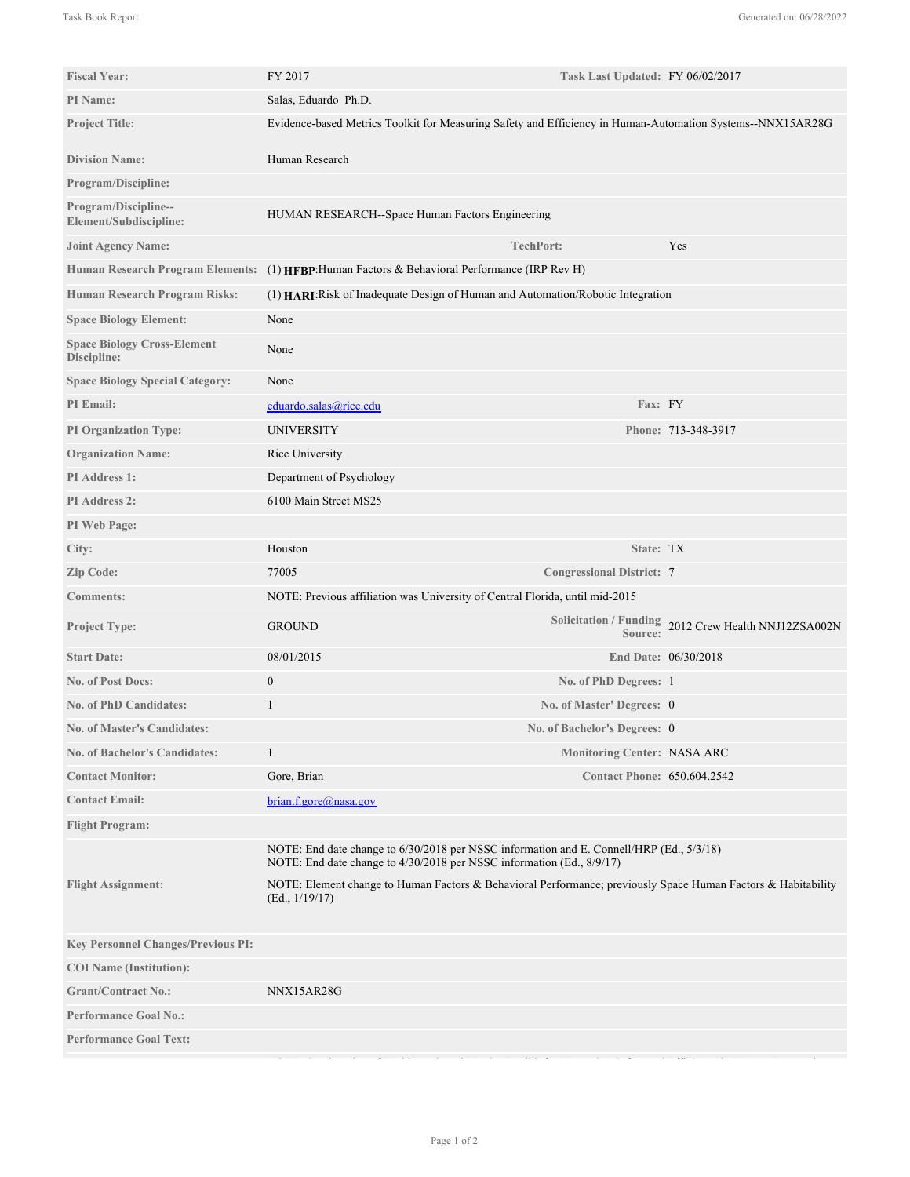| | | | |
|---|---|---|---|
| **Fiscal Year:** | FY 2017 | **Task Last Updated:** | FY 06/02/2017 |
| **PI Name:** | Salas, Eduardo Ph.D. | | |
| **Project Title:** | Evidence-based Metrics Toolkit for Measuring Safety and Efficiency in Human-Automation Systems--NNX15AR28G | | |
| **Division Name:** | Human Research | | |
| **Program/Discipline:** | | | |
| **Program/Discipline--Element/Subdiscipline:** | HUMAN RESEARCH--Space Human Factors Engineering | | |
| **Joint Agency Name:** | | **TechPort:** | Yes |
| **Human Research Program Elements:** | (1) **HFBP**:Human Factors & Behavioral Performance (IRP Rev H) | | |
| **Human Research Program Risks:** | (1) **HARI**:Risk of Inadequate Design of Human and Automation/Robotic Integration | | |
| **Space Biology Element:** | None | | |
| **Space Biology Cross-Element Discipline:** | None | | |
| **Space Biology Special Category:** | None | | |
| **PI Email:** | eduardo.salas@rice.edu | **Fax:** | FY |
| **PI Organization Type:** | UNIVERSITY | **Phone:** | 713-348-3917 |
| **Organization Name:** | Rice University | | |
| **PI Address 1:** | Department of Psychology | | |
| **PI Address 2:** | 6100 Main Street MS25 | | |
| **PI Web Page:** | | | |
| **City:** | Houston | **State:** | TX |
| **Zip Code:** | 77005 | **Congressional District:** | 7 |
| **Comments:** | NOTE: Previous affiliation was University of Central Florida, until mid-2015 | | |
| **Project Type:** | GROUND | **Solicitation / Funding Source:** | 2012 Crew Health NNJ12ZSA002N |
| **Start Date:** | 08/01/2015 | **End Date:** | 06/30/2018 |
| **No. of Post Docs:** | 0 | **No. of PhD Degrees:** | 1 |
| **No. of PhD Candidates:** | 1 | **No. of Master' Degrees:** | 0 |
| **No. of Master's Candidates:** | | **No. of Bachelor's Degrees:** | 0 |
| **No. of Bachelor's Candidates:** | 1 | **Monitoring Center:** | NASA ARC |
| **Contact Monitor:** | Gore, Brian | **Contact Phone:** | 650.604.2542 |
| **Contact Email:** | brian.f.gore@nasa.gov | | |
| **Flight Program:** | | | |
| **Flight Assignment:** | NOTE: End date change to 6/30/2018 per NSSC information and E. Connell/HRP (Ed., 5/3/18)<br>NOTE: End date change to 4/30/2018 per NSSC information (Ed., 8/9/17)<br><br>NOTE: Element change to Human Factors & Behavioral Performance; previously Space Human Factors & Habitability (Ed., 1/19/17) | | |
| **Key Personnel Changes/Previous PI:** | | | |
| **COI Name (Institution):** | | | |
| **Grant/Contract No.:** | NNX15AR28G | | |
| **Performance Goal No.:** | | | |
| **Performance Goal Text:** | | | |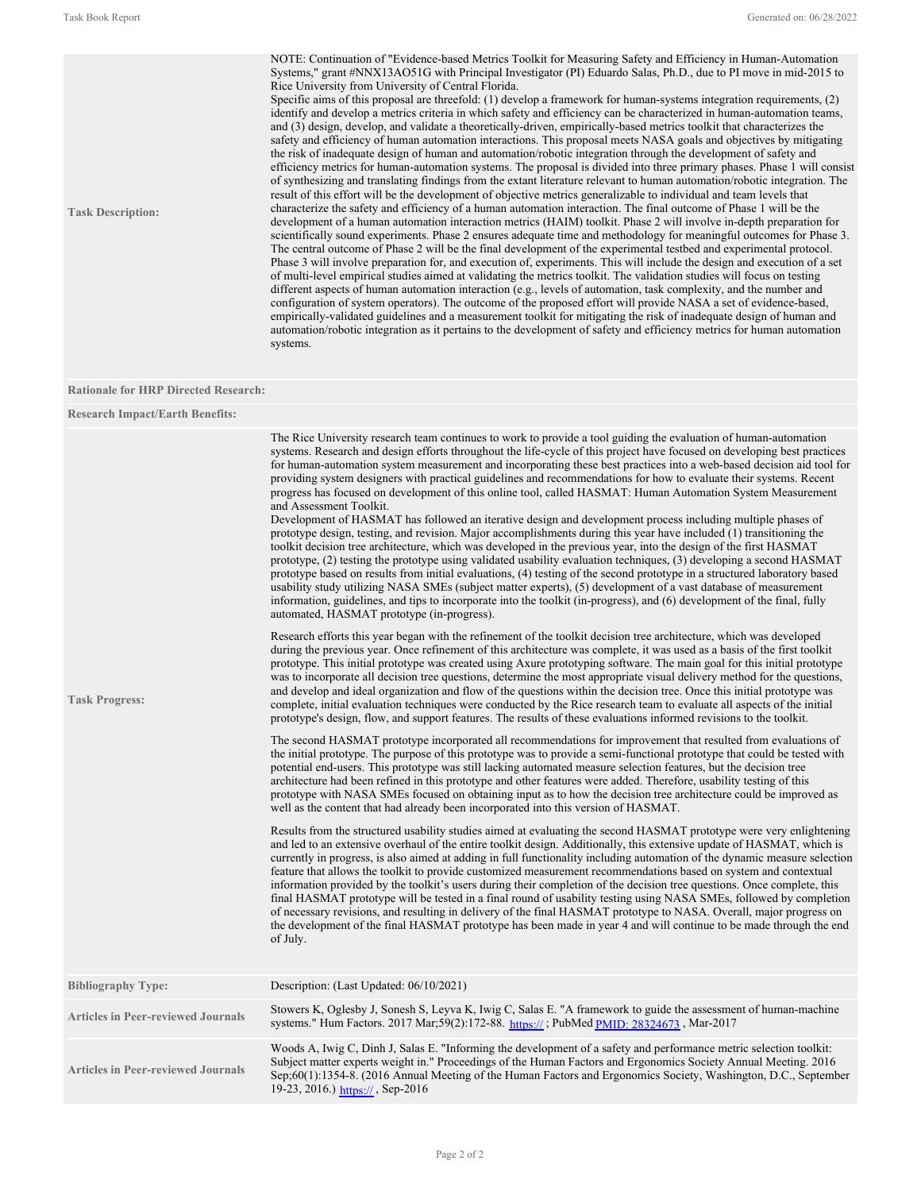| | |
|---|---|
| **Task Description:** | NOTE: Continuation of "Evidence-based Metrics Toolkit for Measuring Safety and Efficiency in Human-Automation Systems," grant #NNX13AO51G with Principal Investigator (PI) Eduardo Salas, Ph.D., due to PI move in mid-2015 to Rice University from University of Central Florida.<br>Specific aims of this proposal are threefold: (1) develop a framework for human-systems integration requirements, (2) identify and develop a metrics criteria in which safety and efficiency can be characterized in human-automation teams, and (3) design, develop, and validate a theoretically-driven, empirically-based metrics toolkit that characterizes the safety and efficiency of human automation interactions. This proposal meets NASA goals and objectives by mitigating the risk of inadequate design of human and automation/robotic integration through the development of safety and efficiency metrics for human-automation systems. The proposal is divided into three primary phases. Phase 1 will consist of synthesizing and translating findings from the extant literature relevant to human automation/robotic integration. The result of this effort will be the development of objective metrics generalizable to individual and team levels that characterize the safety and efficiency of a human automation interaction. The final outcome of Phase 1 will be the development of a human automation interaction metrics (HAIM) toolkit. Phase 2 will involve in-depth preparation for scientifically sound experiments. Phase 2 ensures adequate time and methodology for meaningful outcomes for Phase 3. The central outcome of Phase 2 will be the final development of the experimental testbed and experimental protocol. Phase 3 will involve preparation for, and execution of, experiments. This will include the design and execution of a set of multi-level empirical studies aimed at validating the metrics toolkit. The validation studies will focus on testing different aspects of human automation interaction (e.g., levels of automation, task complexity, and the number and configuration of system operators). The outcome of the proposed effort will provide NASA a set of evidence-based, empirically-validated guidelines and a measurement toolkit for mitigating the risk of inadequate design of human and automation/robotic integration as it pertains to the development of safety and efficiency metrics for human automation systems. |
| **Rationale for HRP Directed Research:** | |
| **Research Impact/Earth Benefits:** | |
| **Task Progress:** | The Rice University research team continues to work to provide a tool guiding the evaluation of human-automation systems. Research and design efforts throughout the life-cycle of this project have focused on developing best practices for human-automation system measurement and incorporating these best practices into a web-based decision aid tool for providing system designers with practical guidelines and recommendations for how to evaluate their systems. Recent progress has focused on development of this online tool, called HASMAT: Human Automation System Measurement and Assessment Toolkit.<br>Development of HASMAT has followed an iterative design and development process including multiple phases of prototype design, testing, and revision. Major accomplishments during this year have included (1) transitioning the toolkit decision tree architecture, which was developed in the previous year, into the design of the first HASMAT prototype, (2) testing the prototype using validated usability evaluation techniques, (3) developing a second HASMAT prototype based on results from initial evaluations, (4) testing of the second prototype in a structured laboratory based usability study utilizing NASA SMEs (subject matter experts), (5) development of a vast database of measurement information, guidelines, and tips to incorporate into the toolkit (in-progress), and (6) development of the final, fully automated, HASMAT prototype (in-progress).<br><br>Research efforts this year began with the refinement of the toolkit decision tree architecture, which was developed during the previous year. Once refinement of this architecture was complete, it was used as a basis of the first toolkit prototype. This initial prototype was created using Axure prototyping software. The main goal for this initial prototype was to incorporate all decision tree questions, determine the most appropriate visual delivery method for the questions, and develop and ideal organization and flow of the questions within the decision tree. Once this initial prototype was complete, initial evaluation techniques were conducted by the Rice research team to evaluate all aspects of the initial prototype's design, flow, and support features. The results of these evaluations informed revisions to the toolkit.<br><br>The second HASMAT prototype incorporated all recommendations for improvement that resulted from evaluations of the initial prototype. The purpose of this prototype was to provide a semi-functional prototype that could be tested with potential end-users. This prototype was still lacking automated measure selection features, but the decision tree architecture had been refined in this prototype and other features were added. Therefore, usability testing of this prototype with NASA SMEs focused on obtaining input as to how the decision tree architecture could be improved as well as the content that had already been incorporated into this version of HASMAT.<br><br>Results from the structured usability studies aimed at evaluating the second HASMAT prototype were very enlightening and led to an extensive overhaul of the entire toolkit design. Additionally, this extensive update of HASMAT, which is currently in progress, is also aimed at adding in full functionality including automation of the dynamic measure selection feature that allows the toolkit to provide customized measurement recommendations based on system and contextual information provided by the toolkit's users during their completion of the decision tree questions. Once complete, this final HASMAT prototype will be tested in a final round of usability testing using NASA SMEs, followed by completion of necessary revisions, and resulting in delivery of the final HASMAT prototype to NASA. Overall, major progress on the development of the final HASMAT prototype has been made in year 4 and will continue to be made through the end of July. |
| **Bibliography Type:** | Description: (Last Updated: 06/10/2021) |
| **Articles in Peer-reviewed Journals** | Stowers K, Oglesby J, Sonesh S, Leyva K, Iwig C, Salas E. "A framework to guide the assessment of human-machine systems." Hum Factors. 2017 Mar;59(2):172-88. https:// ; PubMed PMID: 28324673 , Mar-2017 |
| **Articles in Peer-reviewed Journals** | Woods A, Iwig C, Dinh J, Salas E. "Informing the development of a safety and performance metric selection toolkit: Subject matter experts weight in." Proceedings of the Human Factors and Ergonomics Society Annual Meeting. 2016 Sep;60(1):1354-8. (2016 Annual Meeting of the Human Factors and Ergonomics Society, Washington, D.C., September 19-23, 2016.) https:// , Sep-2016 |